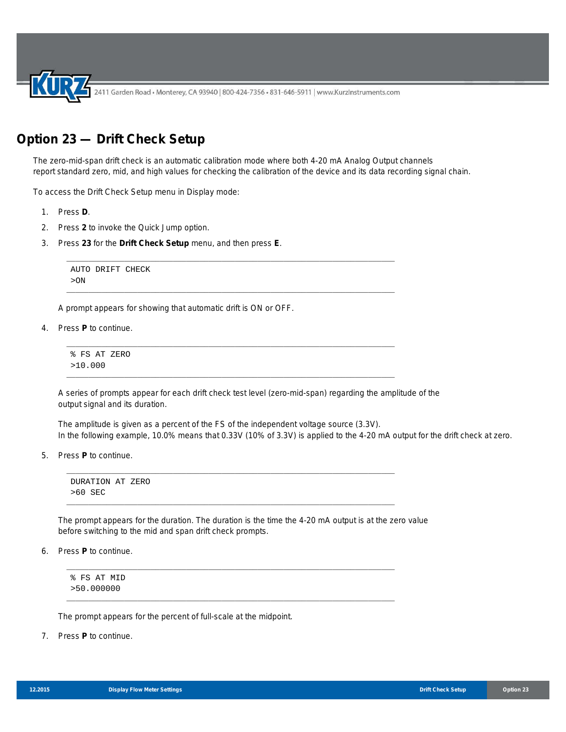# Option 23 — Drift Check Setup

The zero-mid-span drift check is an automatic calibration mode where both 4-20 mA Analog Output channels report standard zero, mid, and high values for checking the calibration of the device and its data recording signal chain.

To access the Drift Check Setup menu in Display mode:

1. Press **D**.
2. Press **2** to invoke the Quick Jump option.
3. Press **23** for the **Drift Check Setup** menu, and then press **E**.

```
AUTO DRIFT CHECK
>ON
```

   A prompt appears for showing that automatic drift is ON or OFF.

4. Press **P** to continue.

```
% FS AT ZERO
>10.000
```

   A series of prompts appear for each drift check test level (zero-mid-span) regarding the amplitude of the output signal and its duration.

   The amplitude is given as a percent of the FS of the independent voltage source (3.3V).
   In the following example, 10.0% means that 0.33V (10% of 3.3V) is applied to the 4-20 mA output for the drift check at zero.

5. Press **P** to continue.

```
DURATION AT ZERO
>60 SEC
```

   The prompt appears for the duration. The duration is the time the 4-20 mA output is at the zero value before switching to the mid and span drift check prompts.

6. Press **P** to continue.

```
% FS AT MID
>50.000000
```

   The prompt appears for the percent of full-scale at the midpoint.

7. Press **P** to continue.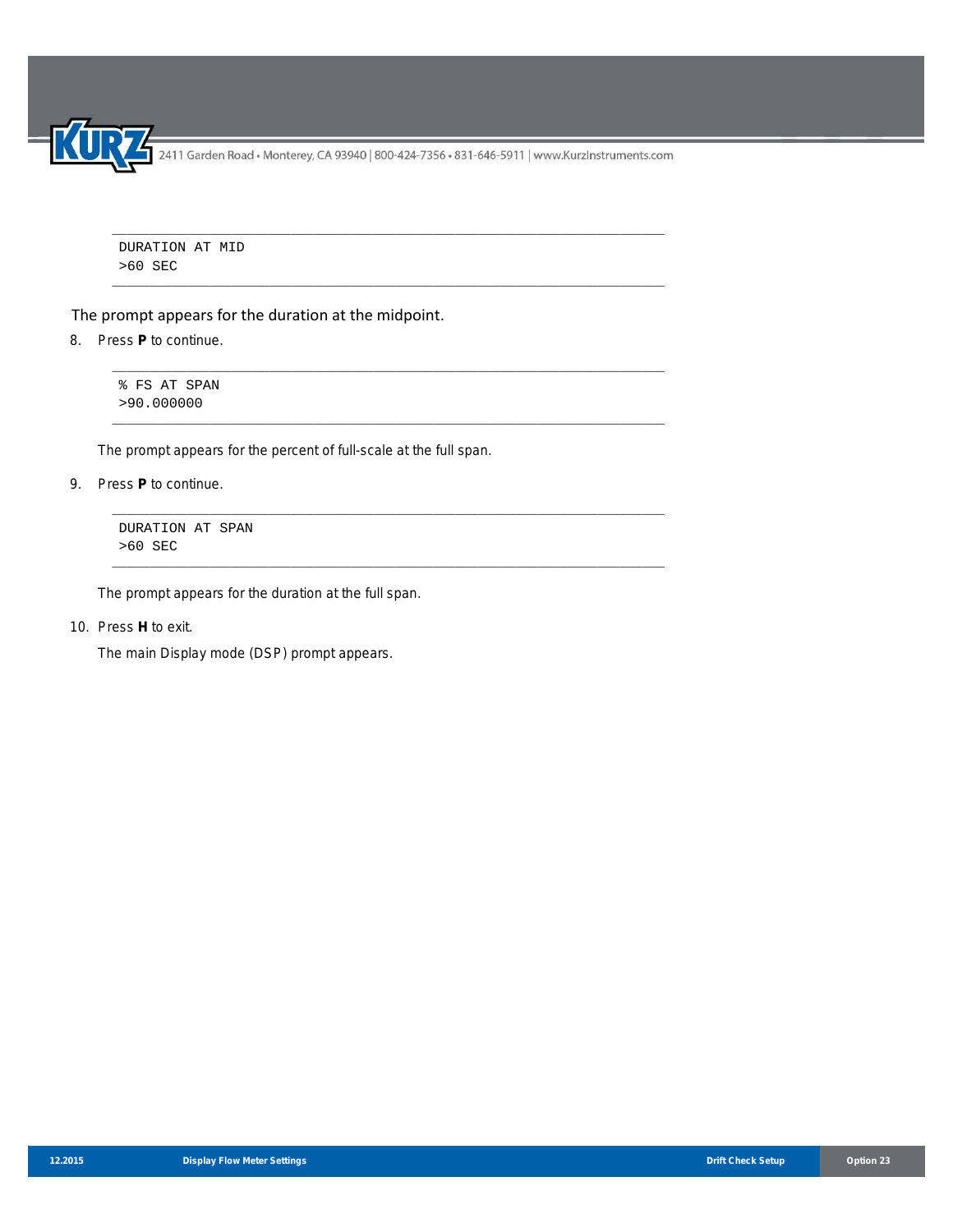```
DURATION AT MID
>60 SEC
```

The prompt appears for the duration at the midpoint.

8. Press **P** to continue.

```
% FS AT SPAN
>90.000000
```

The prompt appears for the percent of full-scale at the full span.

9. Press **P** to continue.

```
DURATION AT SPAN
>60 SEC
```

The prompt appears for the duration at the full span.

10. Press **H** to exit.

    The main Display mode (DSP) prompt appears.